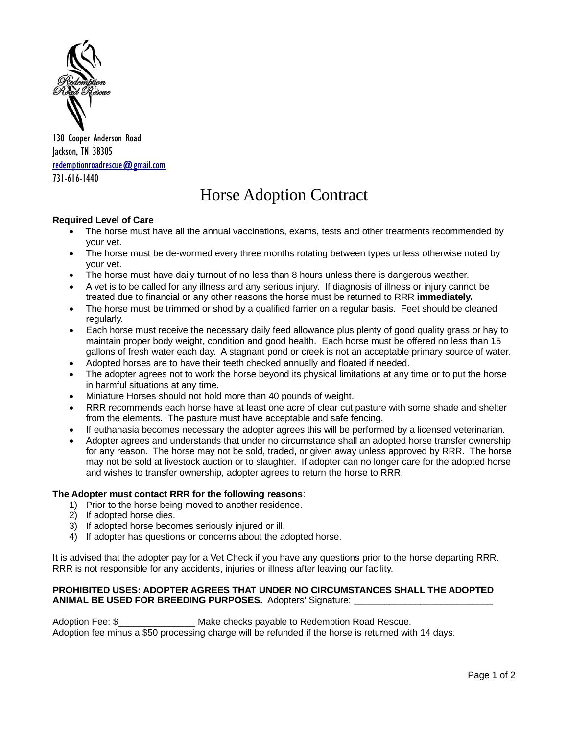Redemption Road Rescue

130 Cooper Anderson Road
Jackson, TN 38305
redemptionroadrescue@gmail.com
731-616-1440

# Horse Adoption Contract

**Required Level of Care**

- The horse must have all the annual vaccinations, exams, tests and other treatments recommended by your vet.
- The horse must be de-wormed every three months rotating between types unless otherwise noted by your vet.
- The horse must have daily turnout of no less than 8 hours unless there is dangerous weather.
- A vet is to be called for any illness and any serious injury. If diagnosis of illness or injury cannot be treated due to financial or any other reasons the horse must be returned to RRR **immediately.**
- The horse must be trimmed or shod by a qualified farrier on a regular basis. Feet should be cleaned regularly.
- Each horse must receive the necessary daily feed allowance plus plenty of good quality grass or hay to maintain proper body weight, condition and good health. Each horse must be offered no less than 15 gallons of fresh water each day. A stagnant pond or creek is not an acceptable primary source of water.
- Adopted horses are to have their teeth checked annually and floated if needed.
- The adopter agrees not to work the horse beyond its physical limitations at any time or to put the horse in harmful situations at any time.
- Miniature Horses should not hold more than 40 pounds of weight.
- RRR recommends each horse have at least one acre of clear cut pasture with some shade and shelter from the elements. The pasture must have acceptable and safe fencing.
- If euthanasia becomes necessary the adopter agrees this will be performed by a licensed veterinarian.
- Adopter agrees and understands that under no circumstance shall an adopted horse transfer ownership for any reason. The horse may not be sold, traded, or given away unless approved by RRR. The horse may not be sold at livestock auction or to slaughter. If adopter can no longer care for the adopted horse and wishes to transfer ownership, adopter agrees to return the horse to RRR.

**The Adopter must contact RRR for the following reasons**:

1) Prior to the horse being moved to another residence.
2) If adopted horse dies.
3) If adopted horse becomes seriously injured or ill.
4) If adopter has questions or concerns about the adopted horse.

It is advised that the adopter pay for a Vet Check if you have any questions prior to the horse departing RRR. RRR is not responsible for any accidents, injuries or illness after leaving our facility.

**PROHIBITED USES: ADOPTER AGREES THAT UNDER NO CIRCUMSTANCES SHALL THE ADOPTED ANIMAL BE USED FOR BREEDING PURPOSES.** Adopters' Signature: ___________________________

Adoption Fee: $_______________ Make checks payable to Redemption Road Rescue.
Adoption fee minus a $50 processing charge will be refunded if the horse is returned with 14 days.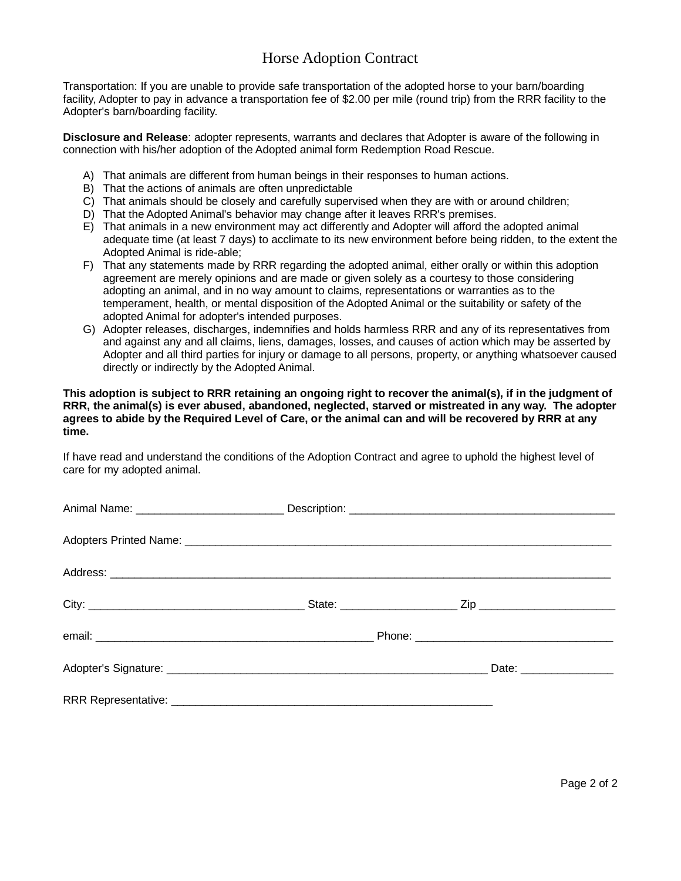# Horse Adoption Contract

Transportation: If you are unable to provide safe transportation of the adopted horse to your barn/boarding facility, Adopter to pay in advance a transportation fee of $2.00 per mile (round trip) from the RRR facility to the Adopter's barn/boarding facility.

**Disclosure and Release**: adopter represents, warrants and declares that Adopter is aware of the following in connection with his/her adoption of the Adopted animal form Redemption Road Rescue.

A) That animals are different from human beings in their responses to human actions.
B) That the actions of animals are often unpredictable
C) That animals should be closely and carefully supervised when they are with or around children;
D) That the Adopted Animal's behavior may change after it leaves RRR's premises.
E) That animals in a new environment may act differently and Adopter will afford the adopted animal adequate time (at least 7 days) to acclimate to its new environment before being ridden, to the extent the Adopted Animal is ride-able;
F) That any statements made by RRR regarding the adopted animal, either orally or within this adoption agreement are merely opinions and are made or given solely as a courtesy to those considering adopting an animal, and in no way amount to claims, representations or warranties as to the temperament, health, or mental disposition of the Adopted Animal or the suitability or safety of the adopted Animal for adopter's intended purposes.
G) Adopter releases, discharges, indemnifies and holds harmless RRR and any of its representatives from and against any and all claims, liens, damages, losses, and causes of action which may be asserted by Adopter and all third parties for injury or damage to all persons, property, or anything whatsoever caused directly or indirectly by the Adopted Animal.

**This adoption is subject to RRR retaining an ongoing right to recover the animal(s), if in the judgment of RRR, the animal(s) is ever abused, abandoned, neglected, starved or mistreated in any way. The adopter agrees to abide by the Required Level of Care, or the animal can and will be recovered by RRR at any time.**

If have read and understand the conditions of the Adoption Contract and agree to uphold the highest level of care for my adopted animal.

Animal Name: ________________________ Description: ____________________________________________

Adopters Printed Name: ________________________________________________________________________

Address: _____________________________________________________________________________________

City: ___________________________________ State: ___________________ Zip ______________________

email: _____________________________________________ Phone: ________________________________

Adopter's Signature: ____________________________________________________ Date: _______________

RRR Representative: _____________________________________________________